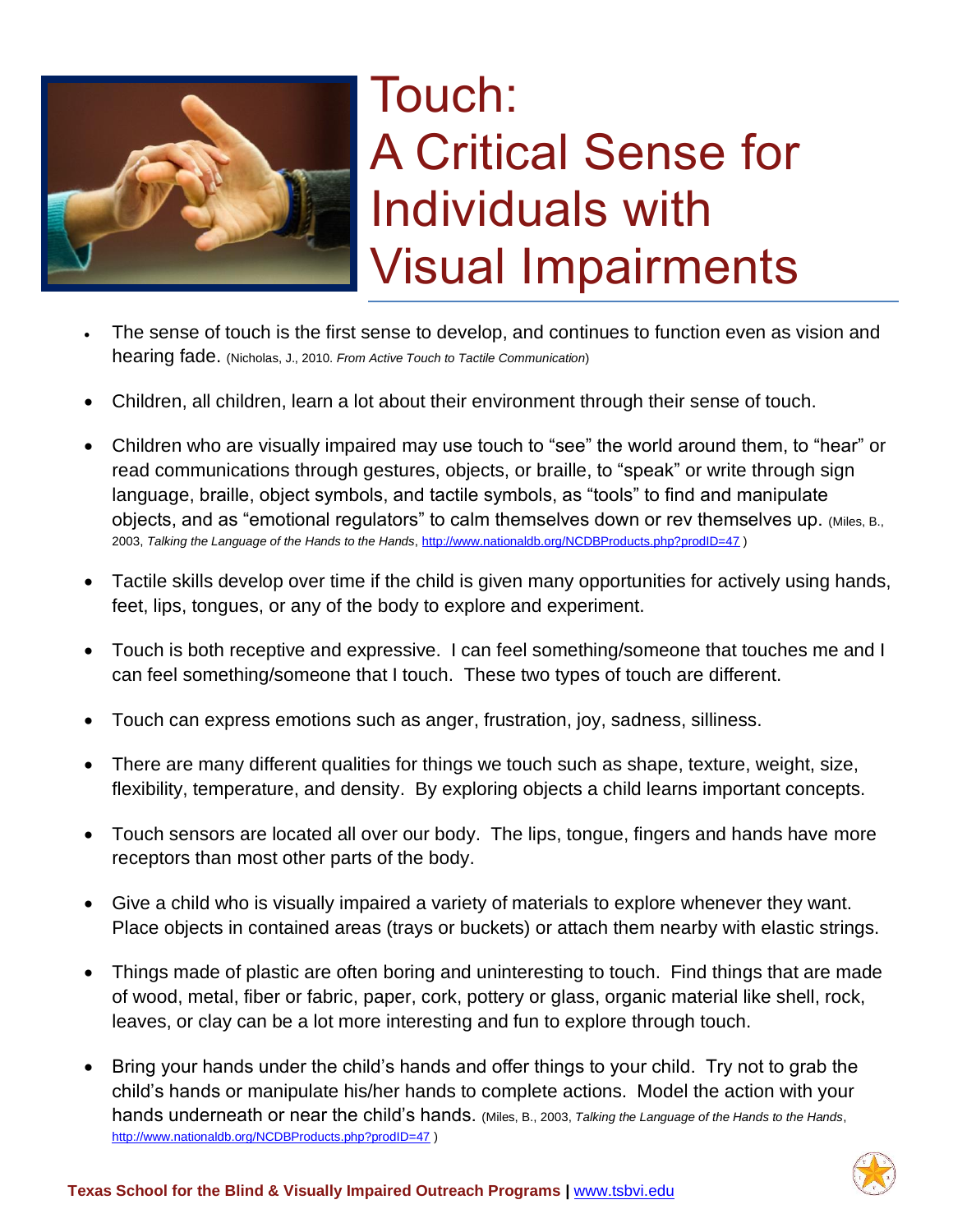# Touch: A Critical Sense for Individuals with Visual Impairments

- The sense of touch is the first sense to develop, and continues to function even as vision and hearing fade. (Nicholas, J., 2010. *From Active Touch to Tactile Communication*)

- Children, all children, learn a lot about their environment through their sense of touch.

- Children who are visually impaired may use touch to "see" the world around them, to "hear" or read communications through gestures, objects, or braille, to "speak" or write through sign language, braille, object symbols, and tactile symbols, as "tools" to find and manipulate objects, and as "emotional regulators" to calm themselves down or rev themselves up. (Miles, B., 2003, *Talking the Language of the Hands to the Hands*, http://www.nationaldb.org/NCDBProducts.php?prodID=47 )

- Tactile skills develop over time if the child is given many opportunities for actively using hands, feet, lips, tongues, or any of the body to explore and experiment.

- Touch is both receptive and expressive. I can feel something/someone that touches me and I can feel something/someone that I touch. These two types of touch are different.

- Touch can express emotions such as anger, frustration, joy, sadness, silliness.

- There are many different qualities for things we touch such as shape, texture, weight, size, flexibility, temperature, and density. By exploring objects a child learns important concepts.

- Touch sensors are located all over our body. The lips, tongue, fingers and hands have more receptors than most other parts of the body.

- Give a child who is visually impaired a variety of materials to explore whenever they want. Place objects in contained areas (trays or buckets) or attach them nearby with elastic strings.

- Things made of plastic are often boring and uninteresting to touch. Find things that are made of wood, metal, fiber or fabric, paper, cork, pottery or glass, organic material like shell, rock, leaves, or clay can be a lot more interesting and fun to explore through touch.

- Bring your hands under the child's hands and offer things to your child. Try not to grab the child's hands or manipulate his/her hands to complete actions. Model the action with your hands underneath or near the child's hands. (Miles, B., 2003, *Talking the Language of the Hands to the Hands*, http://www.nationaldb.org/NCDBProducts.php?prodID=47 )

**Texas School for the Blind & Visually Impaired Outreach Programs |** www.tsbvi.edu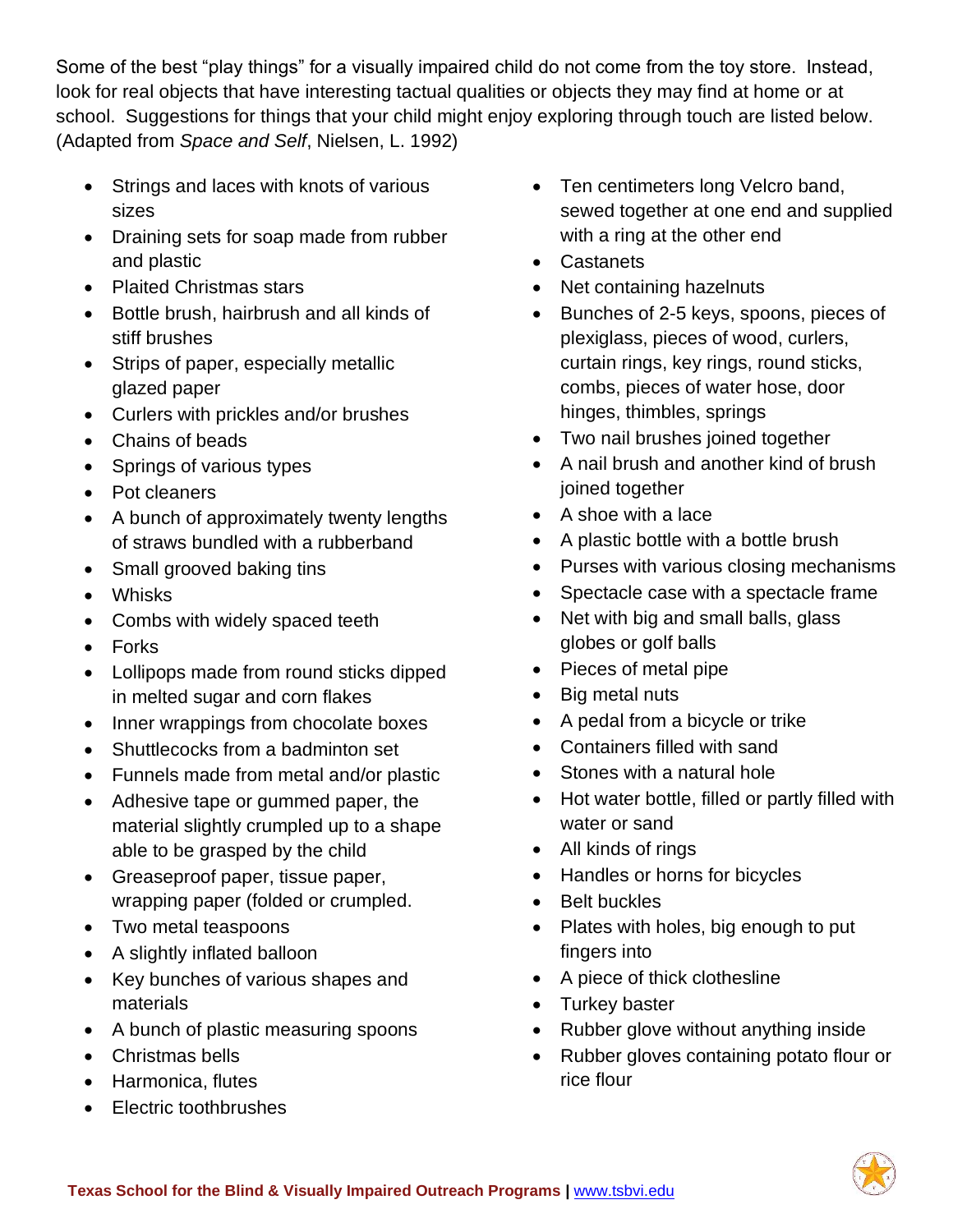Some of the best "play things" for a visually impaired child do not come from the toy store. Instead, look for real objects that have interesting tactual qualities or objects they may find at home or at school. Suggestions for things that your child might enjoy exploring through touch are listed below. (Adapted from *Space and Self*, Nielsen, L. 1992)

- Strings and laces with knots of various sizes
- Draining sets for soap made from rubber and plastic
- Plaited Christmas stars
- Bottle brush, hairbrush and all kinds of stiff brushes
- Strips of paper, especially metallic glazed paper
- Curlers with prickles and/or brushes
- Chains of beads
- Springs of various types
- Pot cleaners
- A bunch of approximately twenty lengths of straws bundled with a rubberband
- Small grooved baking tins
- Whisks
- Combs with widely spaced teeth
- Forks
- Lollipops made from round sticks dipped in melted sugar and corn flakes
- Inner wrappings from chocolate boxes
- Shuttlecocks from a badminton set
- Funnels made from metal and/or plastic
- Adhesive tape or gummed paper, the material slightly crumpled up to a shape able to be grasped by the child
- Greaseproof paper, tissue paper, wrapping paper (folded or crumpled.
- Two metal teaspoons
- A slightly inflated balloon
- Key bunches of various shapes and materials
- A bunch of plastic measuring spoons
- Christmas bells
- Harmonica, flutes
- Electric toothbrushes
- Ten centimeters long Velcro band, sewed together at one end and supplied with a ring at the other end
- Castanets
- Net containing hazelnuts
- Bunches of 2-5 keys, spoons, pieces of plexiglass, pieces of wood, curlers, curtain rings, key rings, round sticks, combs, pieces of water hose, door hinges, thimbles, springs
- Two nail brushes joined together
- A nail brush and another kind of brush joined together
- A shoe with a lace
- A plastic bottle with a bottle brush
- Purses with various closing mechanisms
- Spectacle case with a spectacle frame
- Net with big and small balls, glass globes or golf balls
- Pieces of metal pipe
- Big metal nuts
- A pedal from a bicycle or trike
- Containers filled with sand
- Stones with a natural hole
- Hot water bottle, filled or partly filled with water or sand
- All kinds of rings
- Handles or horns for bicycles
- Belt buckles
- Plates with holes, big enough to put fingers into
- A piece of thick clothesline
- Turkey baster
- Rubber glove without anything inside
- Rubber gloves containing potato flour or rice flour